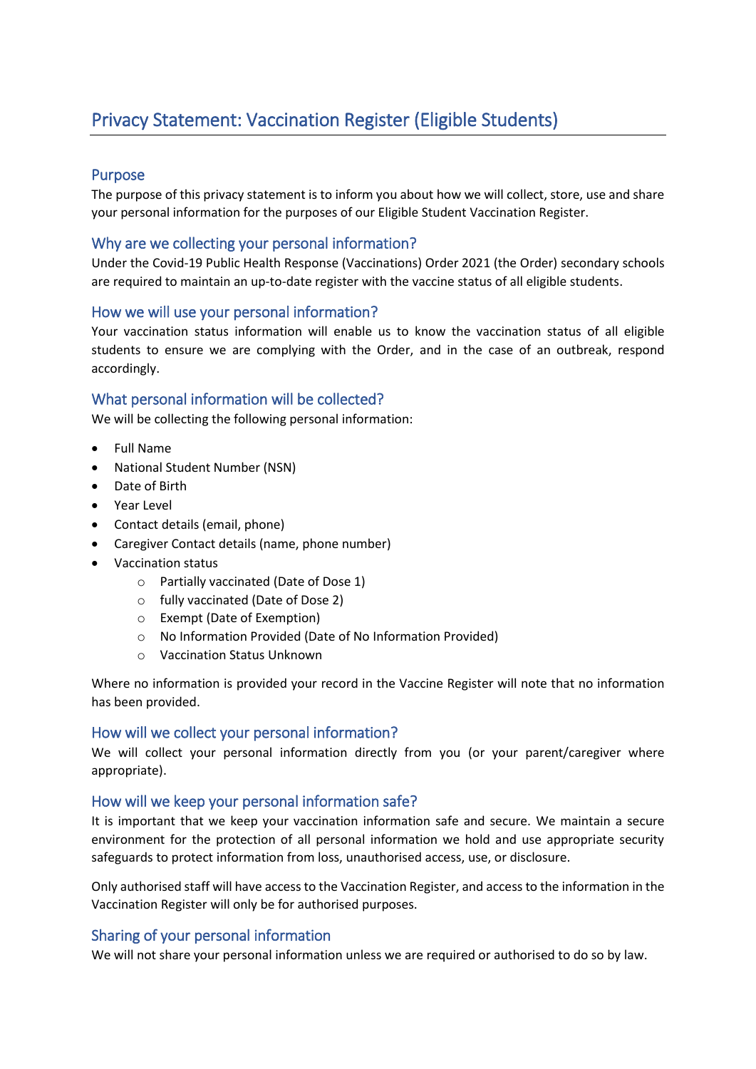# Privacy Statement: Vaccination Register (Eligible Students)

## Purpose

The purpose of this privacy statement is to inform you about how we will collect, store, use and share your personal information for the purposes of our Eligible Student Vaccination Register.

## Why are we collecting your personal information?

Under the Covid-19 Public Health Response (Vaccinations) Order 2021 (the Order) secondary schools are required to maintain an up-to-date register with the vaccine status of all eligible students.

## How we will use your personal information?

Your vaccination status information will enable us to know the vaccination status of all eligible students to ensure we are complying with the Order, and in the case of an outbreak, respond accordingly.

## What personal information will be collected?

We will be collecting the following personal information:

- Full Name
- National Student Number (NSN)
- Date of Birth
- Year Level
- Contact details (email, phone)
- Caregiver Contact details (name, phone number)
- Vaccination status
  - Partially vaccinated (Date of Dose 1)
  - fully vaccinated (Date of Dose 2)
  - Exempt (Date of Exemption)
  - No Information Provided (Date of No Information Provided)
  - Vaccination Status Unknown

Where no information is provided your record in the Vaccine Register will note that no information has been provided.

## How will we collect your personal information?

We will collect your personal information directly from you (or your parent/caregiver where appropriate).

## How will we keep your personal information safe?

It is important that we keep your vaccination information safe and secure. We maintain a secure environment for the protection of all personal information we hold and use appropriate security safeguards to protect information from loss, unauthorised access, use, or disclosure.

Only authorised staff will have access to the Vaccination Register, and access to the information in the Vaccination Register will only be for authorised purposes.

## Sharing of your personal information

We will not share your personal information unless we are required or authorised to do so by law.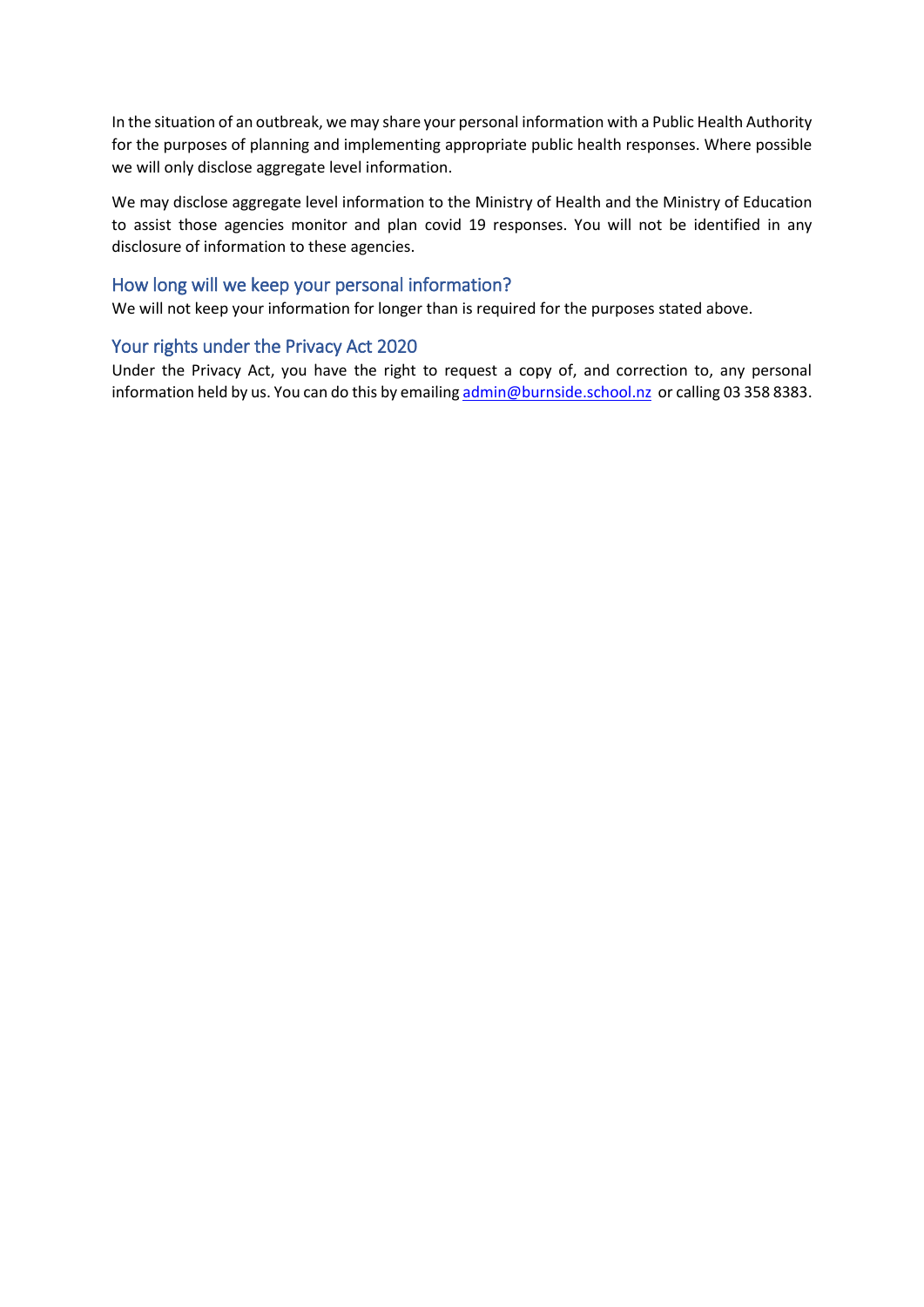In the situation of an outbreak, we may share your personal information with a Public Health Authority for the purposes of planning and implementing appropriate public health responses. Where possible we will only disclose aggregate level information.

We may disclose aggregate level information to the Ministry of Health and the Ministry of Education to assist those agencies monitor and plan covid 19 responses. You will not be identified in any disclosure of information to these agencies.

## How long will we keep your personal information?

We will not keep your information for longer than is required for the purposes stated above.

## Your rights under the Privacy Act 2020

Under the Privacy Act, you have the right to request a copy of, and correction to, any personal information held by us. You can do this by emailing admin@burnside.school.nz or calling 03 358 8383.